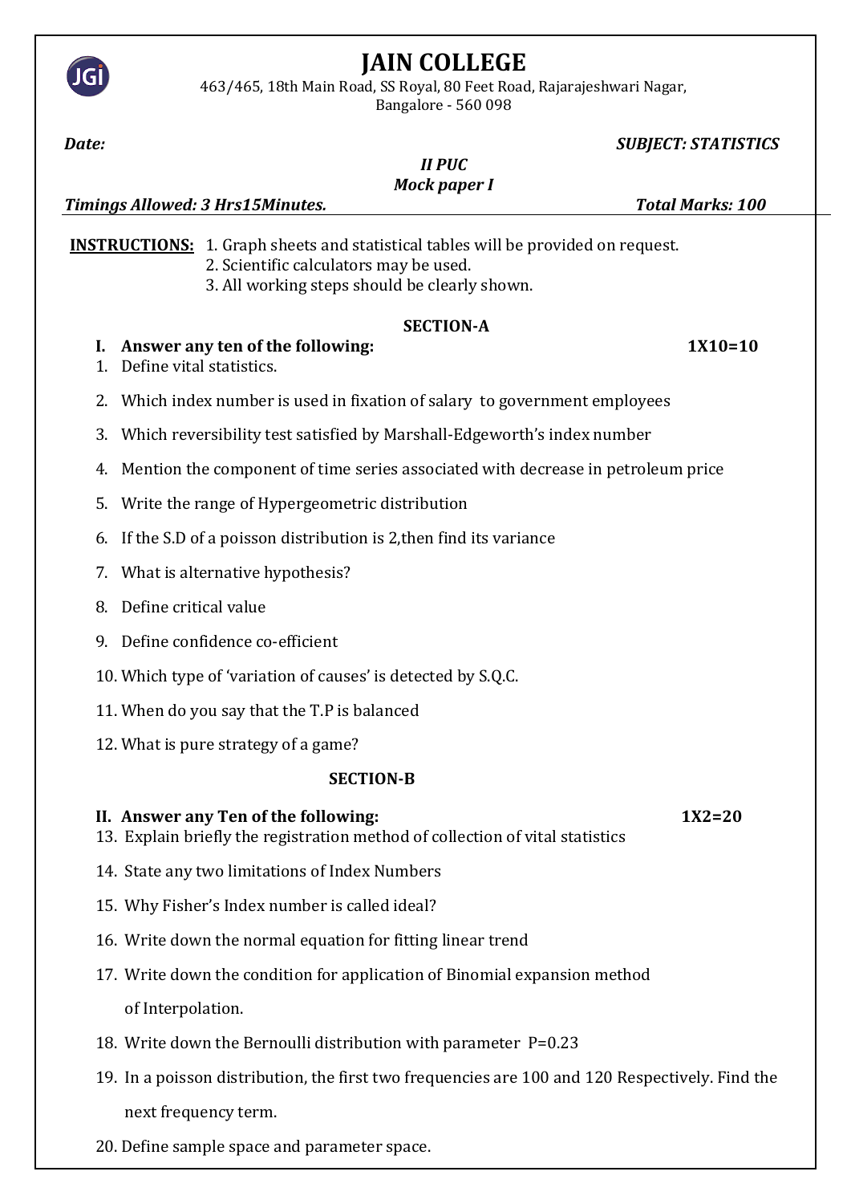# JAIN COLLEGE

463/465, 18th Main Road, SS Royal, 80 Feet Road, Rajarajeshwari Nagar, Bangalore - 560 098

***Date:*** ***SUBJECT: STATISTICS***

***II PUC***

***Mock paper I***

***Timings Allowed: 3 Hrs15Minutes.*** ***Total Marks: 100***

**INSTRUCTIONS:**
1. Graph sheets and statistical tables will be provided on request.
2. Scientific calculators may be used.
3. All working steps should be clearly shown.

## SECTION-A

**I. Answer any ten of the following:** **1X10=10**

1. Define vital statistics.
2. Which index number is used in fixation of salary to government employees
3. Which reversibility test satisfied by Marshall-Edgeworth's index number
4. Mention the component of time series associated with decrease in petroleum price
5. Write the range of Hypergeometric distribution
6. If the S.D of a poisson distribution is 2,then find its variance
7. What is alternative hypothesis?
8. Define critical value
9. Define confidence co-efficient
10. Which type of 'variation of causes' is detected by S.Q.C.
11. When do you say that the T.P is balanced
12. What is pure strategy of a game?

## SECTION-B

**II. Answer any Ten of the following:** **1X2=20**

13. Explain briefly the registration method of collection of vital statistics
14. State any two limitations of Index Numbers
15. Why Fisher's Index number is called ideal?
16. Write down the normal equation for fitting linear trend
17. Write down the condition for application of Binomial expansion method of Interpolation.
18. Write down the Bernoulli distribution with parameter P=0.23
19. In a poisson distribution, the first two frequencies are 100 and 120 Respectively. Find the next frequency term.
20. Define sample space and parameter space.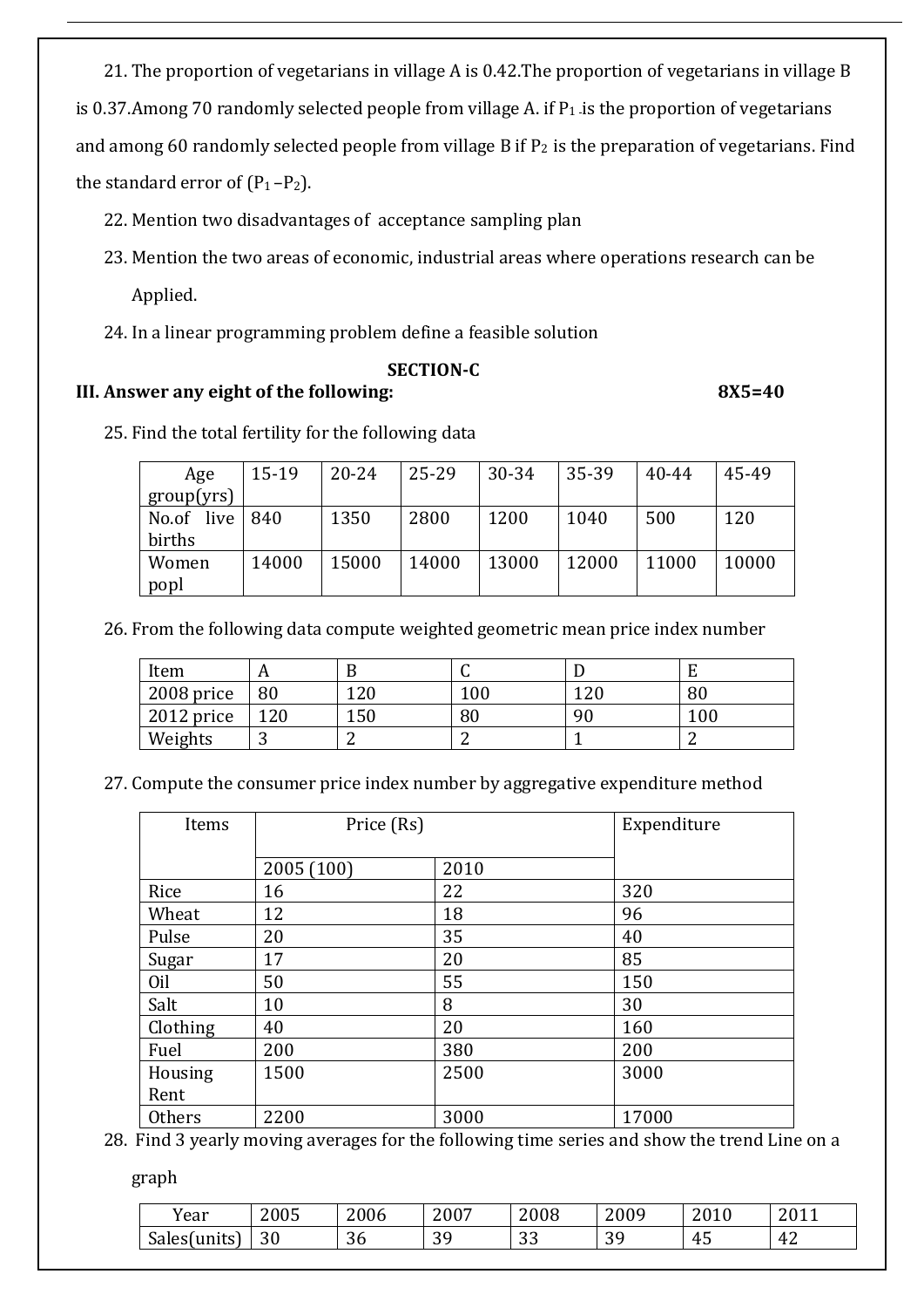21. The proportion of vegetarians in village A is 0.42.The proportion of vegetarians in village B is 0.37.Among 70 randomly selected people from village A. if $P_1$ is the proportion of vegetarians and among 60 randomly selected people from village B if $P_2$ is the preparation of vegetarians. Find the standard error of $(P_1 - P_2)$.

22. Mention two disadvantages of acceptance sampling plan

23. Mention the two areas of economic, industrial areas where operations research can be Applied.

24. In a linear programming problem define a feasible solution

## SECTION-C

**III. Answer any eight of the following: 8X5=40**

25. Find the total fertility for the following data

| Age group(yrs) | 15-19 | 20-24 | 25-29 | 30-34 | 35-39 | 40-44 | 45-49 |
|---|---|---|---|---|---|---|---|
| No.of live births | 840 | 1350 | 2800 | 1200 | 1040 | 500 | 120 |
| Women popl | 14000 | 15000 | 14000 | 13000 | 12000 | 11000 | 10000 |

26. From the following data compute weighted geometric mean price index number

| Item | A | B | C | D | E |
|---|---|---|---|---|---|
| 2008 price | 80 | 120 | 100 | 120 | 80 |
| 2012 price | 120 | 150 | 80 | 90 | 100 |
| Weights | 3 | 2 | 2 | 1 | 2 |

27. Compute the consumer price index number by aggregative expenditure method

| Items | Price (Rs) | | Expenditure |
|---|---|---|---|
| | 2005 (100) | 2010 | |
| Rice | 16 | 22 | 320 |
| Wheat | 12 | 18 | 96 |
| Pulse | 20 | 35 | 40 |
| Sugar | 17 | 20 | 85 |
| Oil | 50 | 55 | 150 |
| Salt | 10 | 8 | 30 |
| Clothing | 40 | 20 | 160 |
| Fuel | 200 | 380 | 200 |
| Housing Rent | 1500 | 2500 | 3000 |
| Others | 2200 | 3000 | 17000 |

28. Find 3 yearly moving averages for the following time series and show the trend Line on a graph

| Year | 2005 | 2006 | 2007 | 2008 | 2009 | 2010 | 2011 |
|---|---|---|---|---|---|---|---|
| Sales(units) | 30 | 36 | 39 | 33 | 39 | 45 | 42 |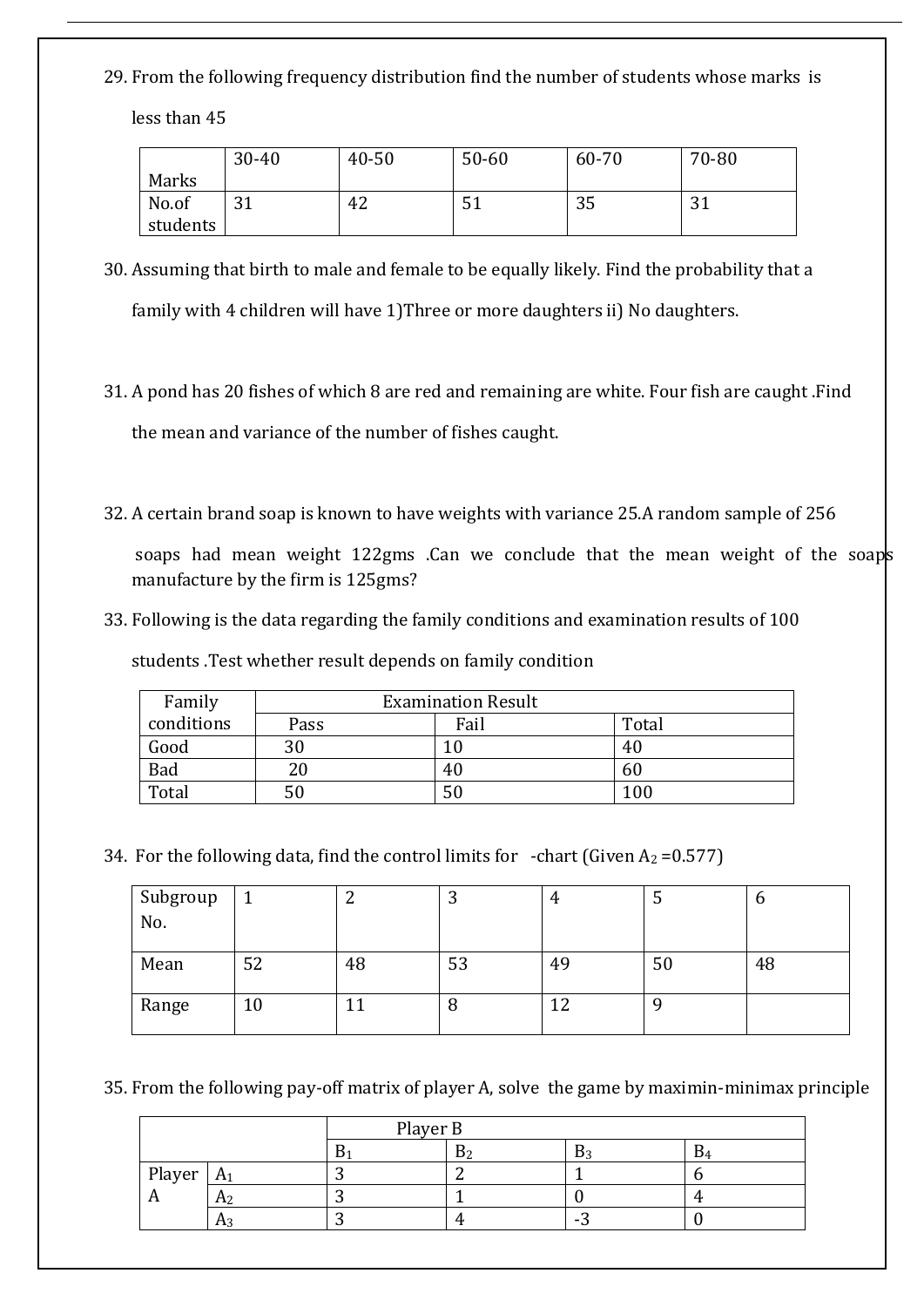29. From the following frequency distribution find the number of students whose marks is less than 45

| Marks | 30-40 | 40-50 | 50-60 | 60-70 | 70-80 |
|---|---|---|---|---|---|
| No.of students | 31 | 42 | 51 | 35 | 31 |

30. Assuming that birth to male and female to be equally likely. Find the probability that a family with 4 children will have 1)Three or more daughters ii) No daughters.

31. A pond has 20 fishes of which 8 are red and remaining are white. Four fish are caught .Find the mean and variance of the number of fishes caught.

32. A certain brand soap is known to have weights with variance 25.A random sample of 256 soaps had mean weight 122gms .Can we conclude that the mean weight of the soaps manufacture by the firm is 125gms?

33. Following is the data regarding the family conditions and examination results of 100 students .Test whether result depends on family condition

| Family conditions | Examination Result | | |
|---|---|---|---|
| | Pass | Fail | Total |
| Good | 30 | 10 | 40 |
| Bad | 20 | 40 | 60 |
| Total | 50 | 50 | 100 |

34. For the following data, find the control limits for -chart (Given $A_2 = 0.577$)

| Subgroup No. | 1 | 2 | 3 | 4 | 5 | 6 |
|---|---|---|---|---|---|---|
| Mean | 52 | 48 | 53 | 49 | 50 | 48 |
| Range | 10 | 11 | 8 | 12 | 9 | |

35. From the following pay-off matrix of player A, solve the game by maximin-minimax principle

| | | Player B | | | |
|---|---|---|---|---|---|
| | | $B_1$ | $B_2$ | $B_3$ | $B_4$ |
| Player A | $A_1$ | 3 | 2 | 1 | 6 |
| | $A_2$ | 3 | 1 | 0 | 4 |
| | $A_3$ | 3 | 4 | -3 | 0 |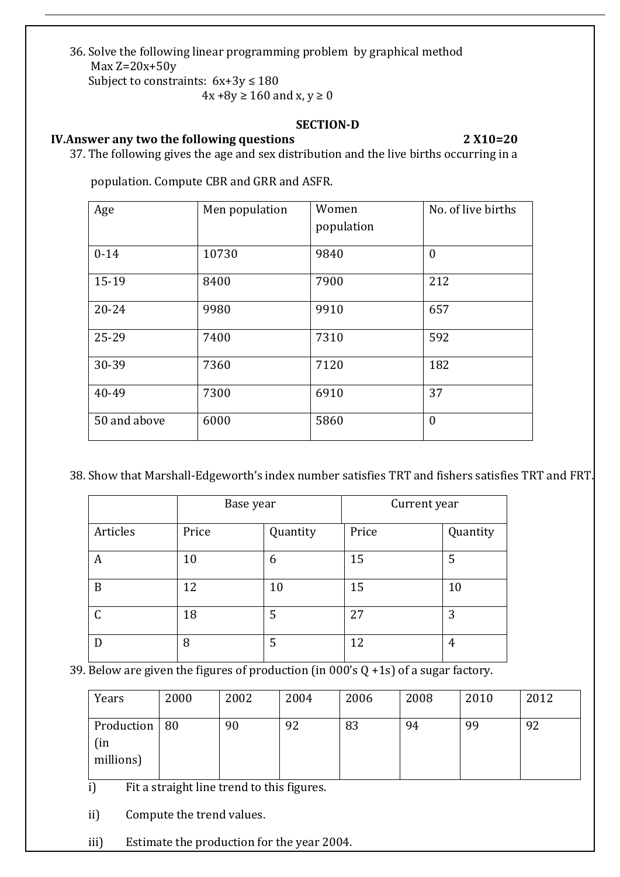36. Solve the following linear programming problem by graphical method

    Max $Z=20x+50y$

    Subject to constraints: $6x+3y \leq 180$

    $4x+8y \geq 160$ and $x, y \geq 0$

## SECTION-D

**IV.Answer any two the following questions** **2 X10=20**

37. The following gives the age and sex distribution and the live births occurring in a population. Compute CBR and GRR and ASFR.

| Age | Men population | Women population | No. of live births |
|---|---|---|---|
| 0-14 | 10730 | 9840 | 0 |
| 15-19 | 8400 | 7900 | 212 |
| 20-24 | 9980 | 9910 | 657 |
| 25-29 | 7400 | 7310 | 592 |
| 30-39 | 7360 | 7120 | 182 |
| 40-49 | 7300 | 6910 | 37 |
| 50 and above | 6000 | 5860 | 0 |

38. Show that Marshall-Edgeworth's index number satisfies TRT and fishers satisfies TRT and FRT.

| | Base year | | Current year | |
|---|---|---|---|---|
| Articles | Price | Quantity | Price | Quantity |
| A | 10 | 6 | 15 | 5 |
| B | 12 | 10 | 15 | 10 |
| C | 18 | 5 | 27 | 3 |
| D | 8 | 5 | 12 | 4 |

39. Below are given the figures of production (in 000's Q +1s) of a sugar factory.

| Years | 2000 | 2002 | 2004 | 2006 | 2008 | 2010 | 2012 |
|---|---|---|---|---|---|---|---|
| Production (in millions) | 80 | 90 | 92 | 83 | 94 | 99 | 92 |

i) Fit a straight line trend to this figures.

ii) Compute the trend values.

iii) Estimate the production for the year 2004.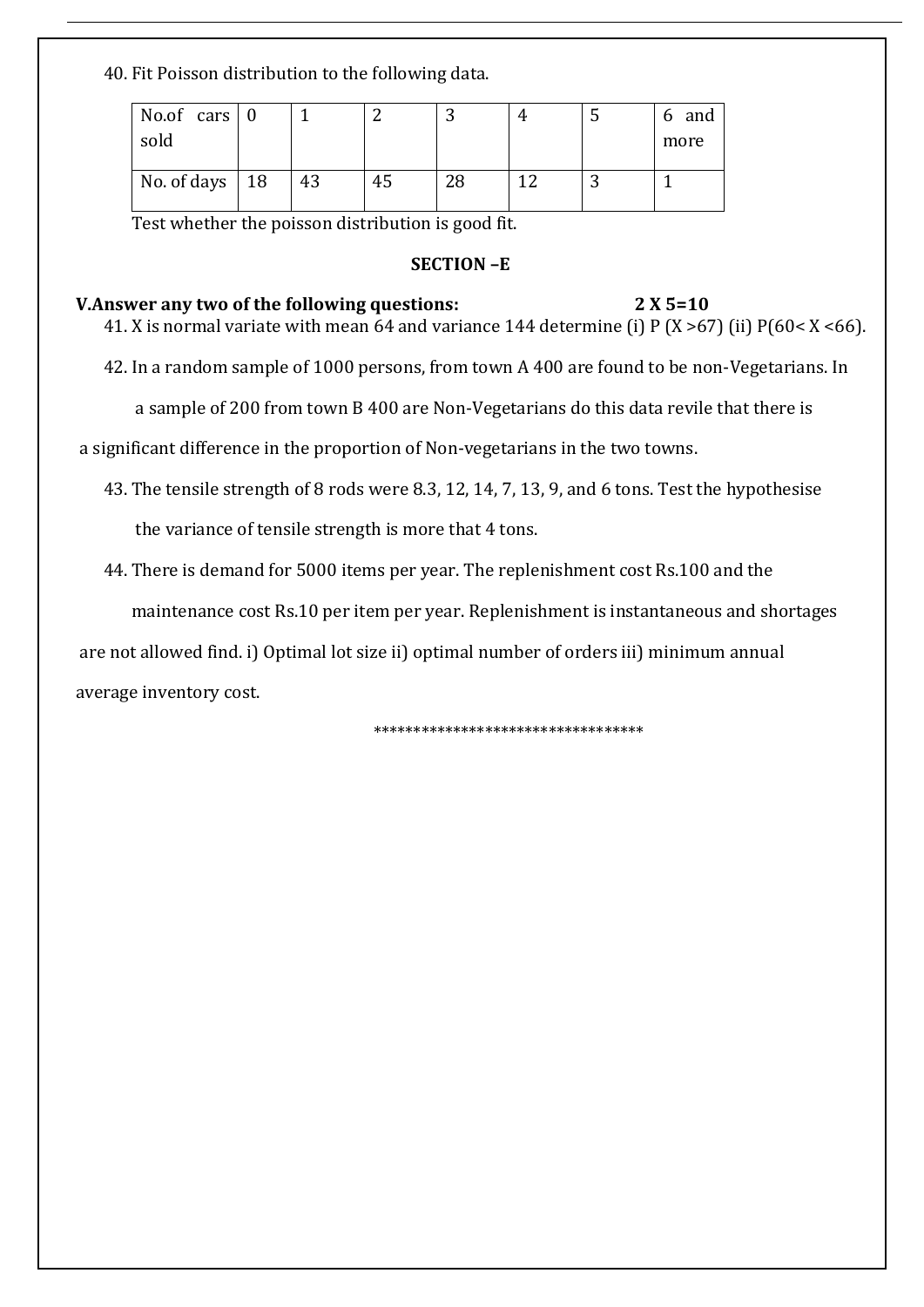40. Fit Poisson distribution to the following data.

| No.of cars sold | 0 | 1 | 2 | 3 | 4 | 5 | 6 and more |
|---|---|---|---|---|---|---|---|
| No. of days | 18 | 43 | 45 | 28 | 12 | 3 | 1 |

Test whether the poisson distribution is good fit.

### SECTION –E

**V.Answer any two of the following questions: 2 X 5=10**

41. X is normal variate with mean 64 and variance 144 determine (i) P (X >67) (ii) P(60< X <66).

42. In a random sample of 1000 persons, from town A 400 are found to be non-Vegetarians. In a sample of 200 from town B 400 are Non-Vegetarians do this data revile that there is a significant difference in the proportion of Non-vegetarians in the two towns.

43. The tensile strength of 8 rods were 8.3, 12, 14, 7, 13, 9, and 6 tons. Test the hypothesise the variance of tensile strength is more that 4 tons.

44. There is demand for 5000 items per year. The replenishment cost Rs.100 and the maintenance cost Rs.10 per item per year. Replenishment is instantaneous and shortages are not allowed find. i) Optimal lot size ii) optimal number of orders iii) minimum annual average inventory cost.

**********************************